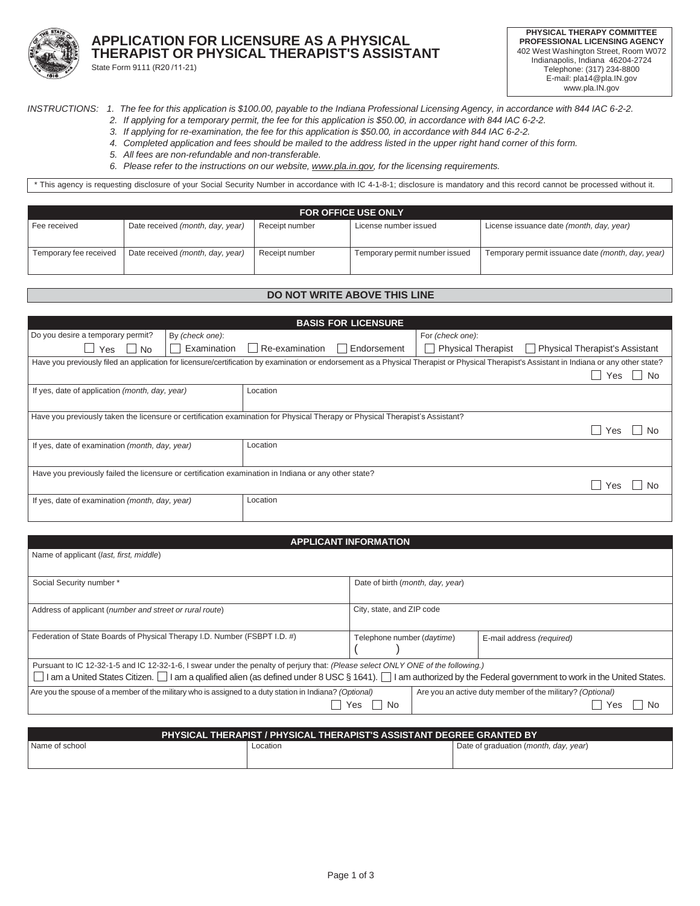# APPLICATION FOR LICENSURE AS A PHYSICAL THERAPIST OR PHYSICAL THERAPIST'S ASSISTANT

State Form 9111 (R20 /11-21)

**PHYSICAL THERAPY COMMITTEE**
**PROFESSIONAL LICENSING AGENCY**
402 West Washington Street, Room W072
Indianapolis, Indiana 46204-2724
Telephone: (317) 234-8800
E-mail: pla14@pla.IN.gov
www.pla.IN.gov

*INSTRUCTIONS:*

1. *The fee for this application is $100.00, payable to the Indiana Professional Licensing Agency, in accordance with 844 IAC 6-2-2.*
2. *If applying for a temporary permit, the fee for this application is $50.00, in accordance with 844 IAC 6-2-2.*
3. *If applying for re-examination, the fee for this application is $50.00, in accordance with 844 IAC 6-2-2.*
4. *Completed application and fees should be mailed to the address listed in the upper right hand corner of this form.*
5. *All fees are non-refundable and non-transferable.*
6. *Please refer to the instructions on our website, www.pla.in.gov, for the licensing requirements.*

\* This agency is requesting disclosure of your Social Security Number in accordance with IC 4-1-8-1; disclosure is mandatory and this record cannot be processed without it.

| FOR OFFICE USE ONLY | | | | |
|---|---|---|---|---|
| Fee received | Date received *(month, day, year)* | Receipt number | License number issued | License issuance date *(month, day, year)* |
| Temporary fee received | Date received *(month, day, year)* | Receipt number | Temporary permit number issued | Temporary permit issuance date *(month, day, year)* |

**DO NOT WRITE ABOVE THIS LINE**

## BASIS FOR LICENSURE

| Do you desire a temporary permit? | By *(check one)*: | For *(check one)*: |
|---|---|---|
| ☐ Yes ☐ No | ☐ Examination ☐ Re-examination ☐ Endorsement | ☐ Physical Therapist ☐ Physical Therapist's Assistant |

Have you previously filed an application for licensure/certification by examination or endorsement as a Physical Therapist or Physical Therapist's Assistant in Indiana or any other state? ☐ Yes ☐ No

| If yes, date of application *(month, day, year)* | Location |
|---|---|
| | |

Have you previously taken the licensure or certification examination for Physical Therapy or Physical Therapist's Assistant? ☐ Yes ☐ No

| If yes, date of examination *(month, day, year)* | Location |
|---|---|
| | |

Have you previously failed the licensure or certification examination in Indiana or any other state? ☐ Yes ☐ No

| If yes, date of examination *(month, day, year)* | Location |
|---|---|
| | |

## APPLICANT INFORMATION

| Name of applicant (*last, first, middle*) | | |
|---|---|---|
| Social Security number * | Date of birth (*month, day, year*) | |
| Address of applicant (*number and street or rural route*) | City, state, and ZIP code | |
| Federation of State Boards of Physical Therapy I.D. Number (FSBPT I.D. #) | Telephone number (*daytime*) ( ) | E-mail address *(required)* |

Pursuant to IC 12-32-1-5 and IC 12-32-1-6, I swear under the penalty of perjury that: *(Please select ONLY ONE of the following.)*
☐ I am a United States Citizen. ☐ I am a qualified alien (as defined under 8 USC § 1641). ☐ I am authorized by the Federal government to work in the United States.

| Are you the spouse of a member of the military who is assigned to a duty station in Indiana? *(Optional)* | Are you an active duty member of the military? *(Optional)* |
|---|---|
| ☐ Yes ☐ No | ☐ Yes ☐ No |

## PHYSICAL THERAPIST / PHYSICAL THERAPIST'S ASSISTANT DEGREE GRANTED BY

| Name of school | Location | Date of graduation (*month, day, year*) |
|---|---|---|
| | | |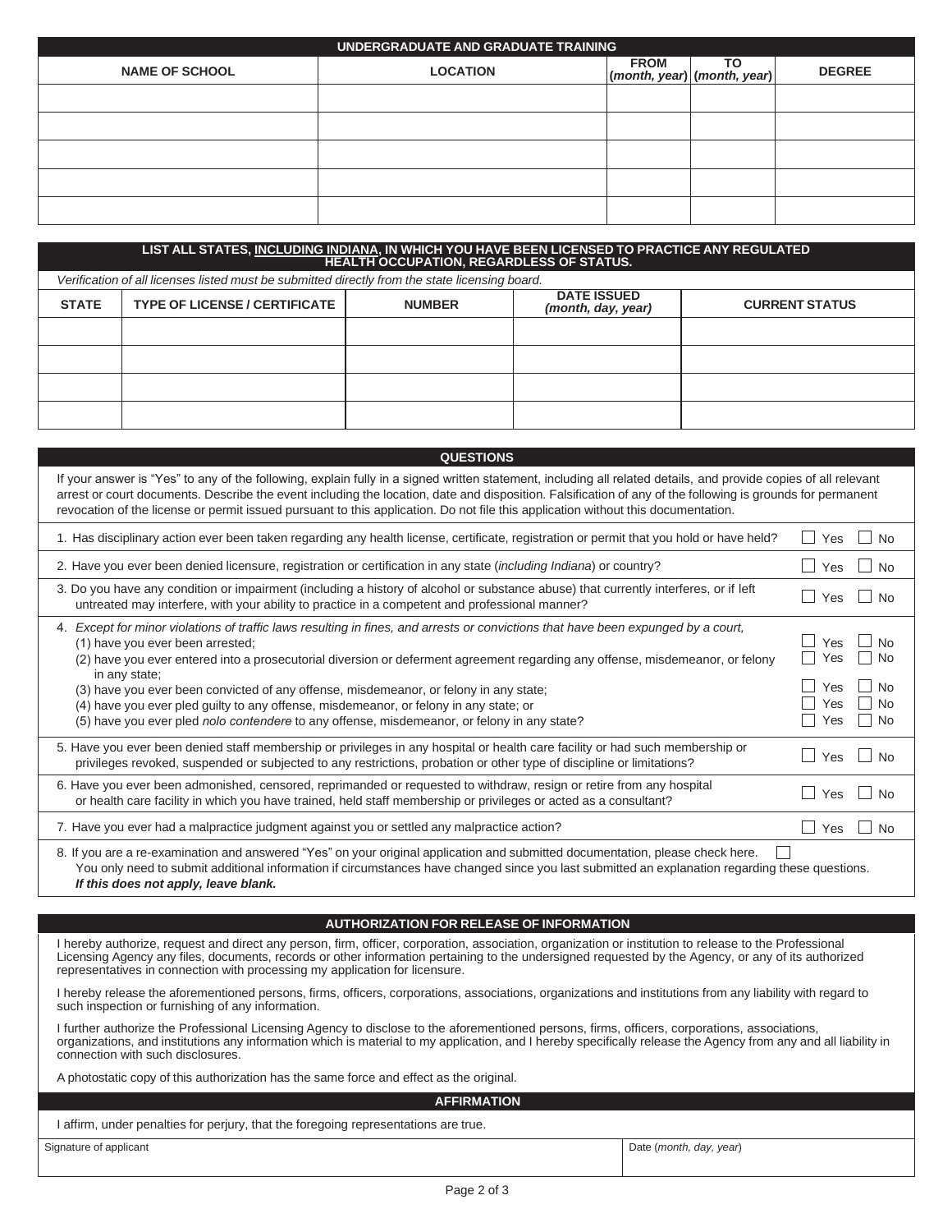## UNDERGRADUATE AND GRADUATE TRAINING

| NAME OF SCHOOL | LOCATION | FROM (*month, year*) | TO (*month, year*) | DEGREE |
|---|---|---|---|---|
| | | | | |
| | | | | |
| | | | | |
| | | | | |
| | | | | |

## LIST ALL STATES, INCLUDING INDIANA, IN WHICH YOU HAVE BEEN LICENSED TO PRACTICE ANY REGULATED HEALTH OCCUPATION, REGARDLESS OF STATUS.

*Verification of all licenses listed must be submitted directly from the state licensing board.*

| STATE | TYPE OF LICENSE / CERTIFICATE | NUMBER | DATE ISSUED (*month, day, year*) | CURRENT STATUS |
|---|---|---|---|---|
| | | | | |
| | | | | |
| | | | | |
| | | | | |

## QUESTIONS

If your answer is "Yes" to any of the following, explain fully in a signed written statement, including all related details, and provide copies of all relevant arrest or court documents. Describe the event including the location, date and disposition. Falsification of any of the following is grounds for permanent revocation of the license or permit issued pursuant to this application. Do not file this application without this documentation.

1. Has disciplinary action ever been taken regarding any health license, certificate, registration or permit that you hold or have held? ☐ Yes ☐ No

2. Have you ever been denied licensure, registration or certification in any state (*including Indiana*) or country? ☐ Yes ☐ No

3. Do you have any condition or impairment (including a history of alcohol or substance abuse) that currently interferes, or if left untreated may interfere, with your ability to practice in a competent and professional manner? ☐ Yes ☐ No

4. *Except for minor violations of traffic laws resulting in fines, and arrests or convictions that have been expunged by a court,*
   (1) have you ever been arrested; ☐ Yes ☐ No
   (2) have you ever entered into a prosecutorial diversion or deferment agreement regarding any offense, misdemeanor, or felony in any state; ☐ Yes ☐ No
   (3) have you ever been convicted of any offense, misdemeanor, or felony in any state; ☐ Yes ☐ No
   (4) have you ever pled guilty to any offense, misdemeanor, or felony in any state; or ☐ Yes ☐ No
   (5) have you ever pled *nolo contendere* to any offense, misdemeanor, or felony in any state? ☐ Yes ☐ No

5. Have you ever been denied staff membership or privileges in any hospital or health care facility or had such membership or privileges revoked, suspended or subjected to any restrictions, probation or other type of discipline or limitations? ☐ Yes ☐ No

6. Have you ever been admonished, censored, reprimanded or requested to withdraw, resign or retire from any hospital or health care facility in which you have trained, held staff membership or privileges or acted as a consultant? ☐ Yes ☐ No

7. Have you ever had a malpractice judgment against you or settled any malpractice action? ☐ Yes ☐ No

8. If you are a re-examination and answered "Yes" on your original application and submitted documentation, please check here. ☐
   You only need to submit additional information if circumstances have changed since you last submitted an explanation regarding these questions.
   ***If this does not apply, leave blank.***

## AUTHORIZATION FOR RELEASE OF INFORMATION

I hereby authorize, request and direct any person, firm, officer, corporation, association, organization or institution to release to the Professional Licensing Agency any files, documents, records or other information pertaining to the undersigned requested by the Agency, or any of its authorized representatives in connection with processing my application for licensure.

I hereby release the aforementioned persons, firms, officers, corporations, associations, organizations and institutions from any liability with regard to such inspection or furnishing of any information.

I further authorize the Professional Licensing Agency to disclose to the aforementioned persons, firms, officers, corporations, associations, organizations, and institutions any information which is material to my application, and I hereby specifically release the Agency from any and all liability in connection with such disclosures.

A photostatic copy of this authorization has the same force and effect as the original.

## AFFIRMATION

I affirm, under penalties for perjury, that the foregoing representations are true.

| Signature of applicant | Date (*month, day, year*) |
|---|---|
| | |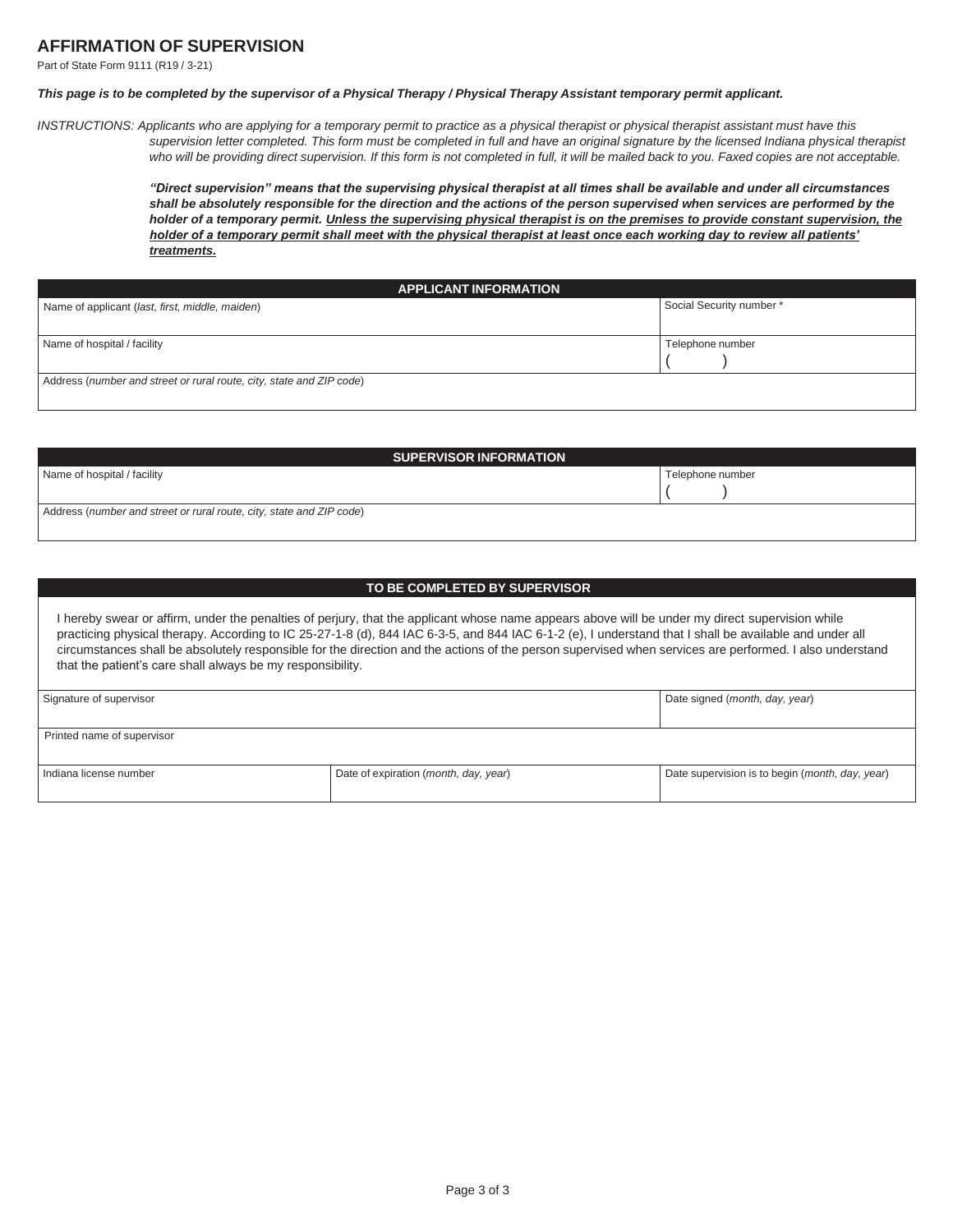# AFFIRMATION OF SUPERVISION

Part of State Form 9111 (R19 / 3-21)

***This page is to be completed by the supervisor of a Physical Therapy / Physical Therapy Assistant temporary permit applicant.***

*INSTRUCTIONS: Applicants who are applying for a temporary permit to practice as a physical therapist or physical therapist assistant must have this supervision letter completed. This form must be completed in full and have an original signature by the licensed Indiana physical therapist who will be providing direct supervision. If this form is not completed in full, it will be mailed back to you. Faxed copies are not acceptable.*

***"Direct supervision" means that the supervising physical therapist at all times shall be available and under all circumstances shall be absolutely responsible for the direction and the actions of the person supervised when services are performed by the holder of a temporary permit. <u>Unless the supervising physical therapist is on the premises to provide constant supervision, the holder of a temporary permit shall meet with the physical therapist at least once each working day to review all patients' treatments.</u>***

| APPLICANT INFORMATION | |
|---|---|
| Name of applicant (*last, first, middle, maiden*) | Social Security number * |
| Name of hospital / facility | Telephone number<br>(     ) |
| Address (*number and street or rural route, city, state and ZIP code*) | |

| SUPERVISOR INFORMATION | |
|---|---|
| Name of hospital / facility | Telephone number<br>(     ) |
| Address (*number and street or rural route, city, state and ZIP code*) | |

**TO BE COMPLETED BY SUPERVISOR**

I hereby swear or affirm, under the penalties of perjury, that the applicant whose name appears above will be under my direct supervision while practicing physical therapy. According to IC 25-27-1-8 (d), 844 IAC 6-3-5, and 844 IAC 6-1-2 (e), I understand that I shall be available and under all circumstances shall be absolutely responsible for the direction and the actions of the person supervised when services are performed. I also understand that the patient's care shall always be my responsibility.

| | | |
|---|---|---|
| Signature of supervisor | | Date signed (*month, day, year*) |
| Printed name of supervisor | | |
| Indiana license number | Date of expiration (*month, day, year*) | Date supervision is to begin (*month, day, year*) |